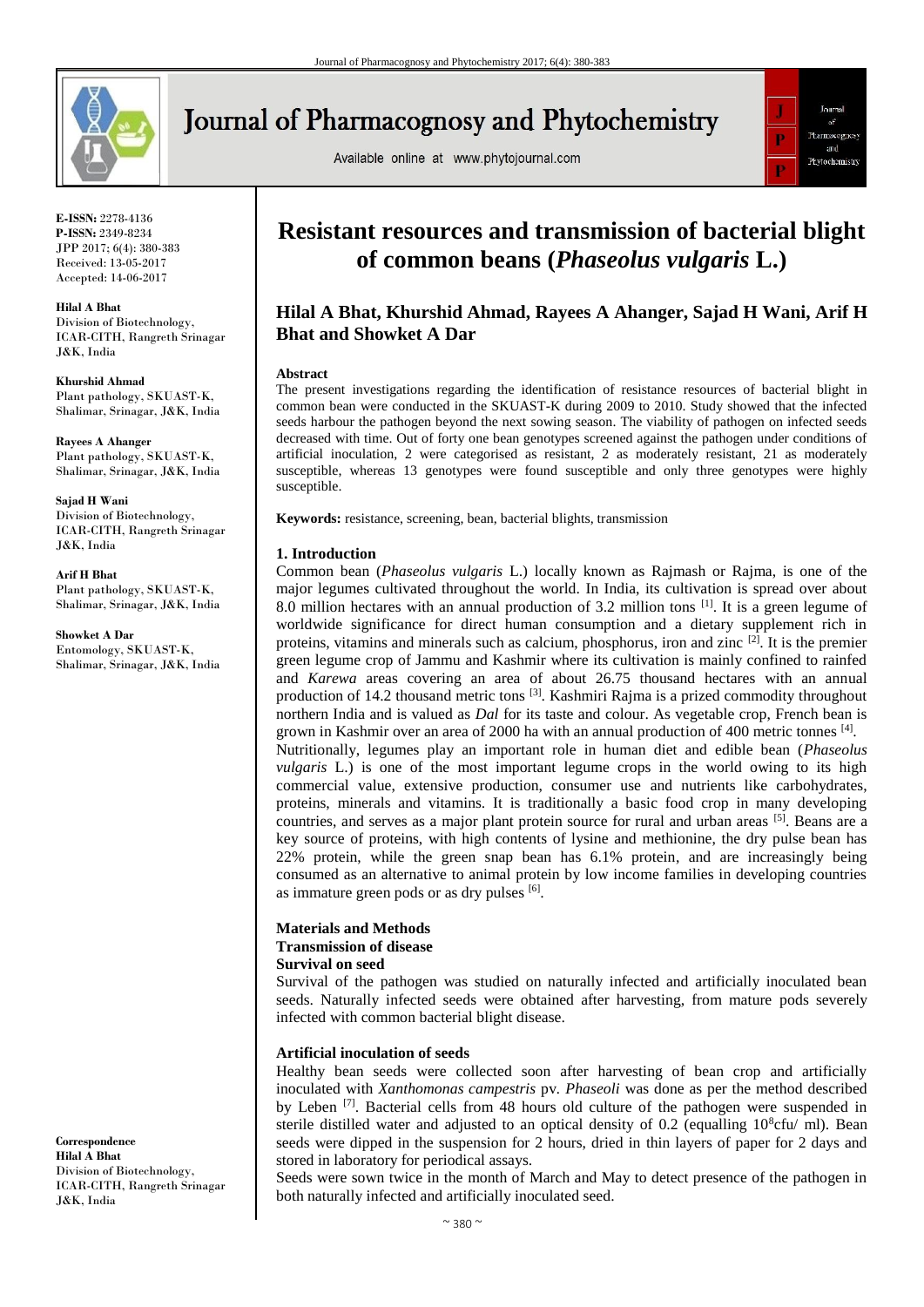E-ISSN: 2278-4136
P-ISSN: 2349-8234
JPP 2017; 6(4): 380-383
Received: 13-05-2017
Accepted: 14-06-2017

**Hilal A Bhat**
Division of Biotechnology, ICAR-CITH, Rangreth Srinagar J&K, India

**Khurshid Ahmad**
Plant pathology, SKUAST-K, Shalimar, Srinagar, J&K, India

**Rayees A Ahanger**
Plant pathology, SKUAST-K, Shalimar, Srinagar, J&K, India

**Sajad H Wani**
Division of Biotechnology, ICAR-CITH, Rangreth Srinagar J&K, India

**Arif H Bhat**
Plant pathology, SKUAST-K, Shalimar, Srinagar, J&K, India

**Showket A Dar**
Entomology, SKUAST-K, Shalimar, Srinagar, J&K, India

**Correspondence**
**Hilal A Bhat**
Division of Biotechnology, ICAR-CITH, Rangreth Srinagar J&K, India

# Resistant resources and transmission of bacterial blight of common beans (*Phaseolus vulgaris* L.)

## Hilal A Bhat, Khurshid Ahmad, Rayees A Ahanger, Sajad H Wani, Arif H Bhat and Showket A Dar

### Abstract

The present investigations regarding the identification of resistance resources of bacterial blight in common bean were conducted in the SKUAST-K during 2009 to 2010. Study showed that the infected seeds harbour the pathogen beyond the next sowing season. The viability of pathogen on infected seeds decreased with time. Out of forty one bean genotypes screened against the pathogen under conditions of artificial inoculation, 2 were categorised as resistant, 2 as moderately resistant, 21 as moderately susceptible, whereas 13 genotypes were found susceptible and only three genotypes were highly susceptible.

**Keywords:** resistance, screening, bean, bacterial blights, transmission

### 1. Introduction

Common bean (*Phaseolus vulgaris* L.) locally known as Rajmash or Rajma, is one of the major legumes cultivated throughout the world. In India, its cultivation is spread over about 8.0 million hectares with an annual production of 3.2 million tons [1]. It is a green legume of worldwide significance for direct human consumption and a dietary supplement rich in proteins, vitamins and minerals such as calcium, phosphorus, iron and zinc [2]. It is the premier green legume crop of Jammu and Kashmir where its cultivation is mainly confined to rainfed and *Karewa* areas covering an area of about 26.75 thousand hectares with an annual production of 14.2 thousand metric tons [3]. Kashmiri Rajma is a prized commodity throughout northern India and is valued as *Dal* for its taste and colour. As vegetable crop, French bean is grown in Kashmir over an area of 2000 ha with an annual production of 400 metric tonnes [4].

Nutritionally, legumes play an important role in human diet and edible bean (*Phaseolus vulgaris* L.) is one of the most important legume crops in the world owing to its high commercial value, extensive production, consumer use and nutrients like carbohydrates, proteins, minerals and vitamins. It is traditionally a basic food crop in many developing countries, and serves as a major plant protein source for rural and urban areas [5]. Beans are a key source of proteins, with high contents of lysine and methionine, the dry pulse bean has 22% protein, while the green snap bean has 6.1% protein, and are increasingly being consumed as an alternative to animal protein by low income families in developing countries as immature green pods or as dry pulses [6].

### Materials and Methods

#### Transmission of disease

#### Survival on seed

Survival of the pathogen was studied on naturally infected and artificially inoculated bean seeds. Naturally infected seeds were obtained after harvesting, from mature pods severely infected with common bacterial blight disease.

#### Artificial inoculation of seeds

Healthy bean seeds were collected soon after harvesting of bean crop and artificially inoculated with *Xanthomonas campestris* pv. *Phaseoli* was done as per the method described by Leben [7]. Bacterial cells from 48 hours old culture of the pathogen were suspended in sterile distilled water and adjusted to an optical density of 0.2 (equalling $10^8$cfu/ ml). Bean seeds were dipped in the suspension for 2 hours, dried in thin layers of paper for 2 days and stored in laboratory for periodical assays.

Seeds were sown twice in the month of March and May to detect presence of the pathogen in both naturally infected and artificially inoculated seed.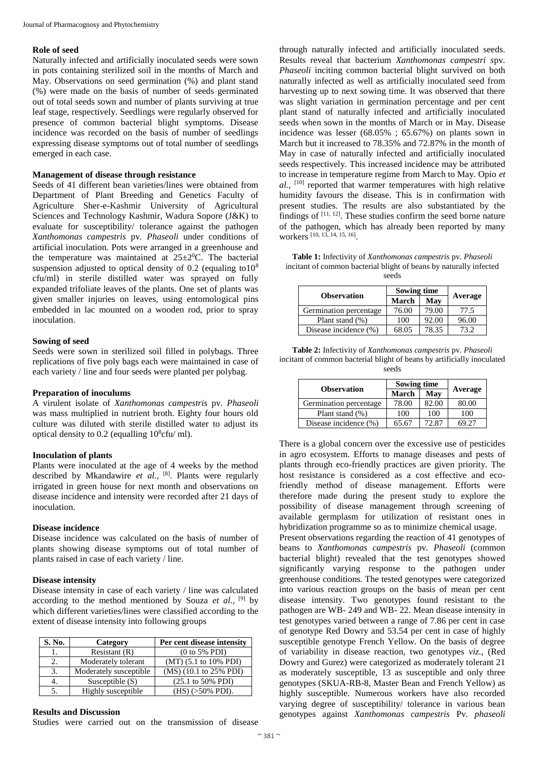### Role of seed

Naturally infected and artificially inoculated seeds were sown in pots containing sterilized soil in the months of March and May. Observations on seed germination (%) and plant stand (%) were made on the basis of number of seeds germinated out of total seeds sown and number of plants surviving at true leaf stage, respectively. Seedlings were regularly observed for presence of common bacterial blight symptoms. Disease incidence was recorded on the basis of number of seedlings expressing disease symptoms out of total number of seedlings emerged in each case.

### Management of disease through resistance

Seeds of 41 different bean varieties/lines were obtained from Department of Plant Breeding and Genetics Faculty of Agriculture Sher-e-Kashmir University of Agricultural Sciences and Technology Kashmir, Wadura Sopore (J&K) to evaluate for susceptibility/ tolerance against the pathogen *Xanthomonas campestris* pv. *Phaseoli* under conditions of artificial inoculation. Pots were arranged in a greenhouse and the temperature was maintained at $25\pm2^0$C. The bacterial suspension adjusted to optical density of 0.2 (equaling to$10^8$ cfu/ml) in sterile distilled water was sprayed on fully expanded trifoliate leaves of the plants. One set of plants was given smaller injuries on leaves, using entomological pins embedded in lac mounted on a wooden rod, prior to spray inoculation.

### Sowing of seed

Seeds were sown in sterilized soil filled in polybags. Three replications of five poly bags each were maintained in case of each variety / line and four seeds were planted per polybag.

### Preparation of inoculums

A virulent isolate of *Xanthomonas campestris* pv. *Phaseoli* was mass multiplied in nutrient broth. Eighty four hours old culture was diluted with sterile distilled water to adjust its optical density to 0.2 (equalling $10^8$cfu/ ml).

### Inoculation of plants

Plants were inoculated at the age of 4 weeks by the method described by Mkandawire *et al.,* [8]. Plants were regularly irrigated in green house for next month and observations on disease incidence and intensity were recorded after 21 days of inoculation.

### Disease incidence

Disease incidence was calculated on the basis of number of plants showing disease symptoms out of total number of plants raised in case of each variety / line.

### Disease intensity

Disease intensity in case of each variety / line was calculated according to the method mentioned by Souza *et al.,* [9] by which different varieties/lines were classified according to the extent of disease intensity into following groups

| S. No. | Category | Per cent disease intensity |
|---|---|---|
| 1. | Resistant (R) | (0 to 5% PDI) |
| 2. | Moderately tolerant | (MT) (5.1 to 10% PDI) |
| 3. | Moderately susceptible | (MS) (10.1 to 25% PDI) |
| 4. | Susceptible (S) | (25.1 to 50% PDI) |
| 5. | Highly susceptible | (HS) (>50% PDI). |

### Results and Discussion

Studies were carried out on the transmission of disease through naturally infected and artificially inoculated seeds. Results reveal that bacterium *Xanthomonas campestri s*pv. *Phaseoli* inciting common bacterial blight survived on both naturally infected as well as artificially inoculated seed from harvesting up to next sowing time. It was observed that there was slight variation in germination percentage and per cent plant stand of naturally infected and artificially inoculated seeds when sown in the months of March or in May. Disease incidence was lesser (68.05% ; 65.67%) on plants sown in March but it increased to 78.35% and 72.87% in the month of May in case of naturally infected and artificially inoculated seeds respectively. This increased incidence may be attributed to increase in temperature regime from March to May. Opio *et al.,* [10] reported that warmer temperatures with high relative humidity favours the disease. This is in confirmation with present studies. The results are also substantiated by the findings of [11, 12]. These studies confirm the seed borne nature of the pathogen, which has already been reported by many workers [10, 13, 14, 15, 16].

**Table 1:** Infectivity of *Xanthomonas campestris* pv. *Phaseoli* incitant of common bacterial blight of beans by naturally infected seeds

| Observation | Sowing time | | Average |
|---|---|---|---|
| | March | May | |
| Germination percentage | 76.00 | 79.00 | 77.5 |
| Plant stand (%) | 100 | 92.00 | 96.00 |
| Disease incidence (%) | 68.05 | 78.35 | 73.2 |

**Table 2:** Infectivity of *Xanthomonas campestris* pv. *Phaseoli* incitant of common bacterial blight of beans by artificially inoculated seeds

| Observation | Sowing time | | Average |
|---|---|---|---|
| | March | May | |
| Germination percentage | 78.00 | 82.00 | 80.00 |
| Plant stand (%) | 100 | 100 | 100 |
| Disease incidence (%) | 65.67 | 72.87 | 69.27 |

There is a global concern over the excessive use of pesticides in agro ecosystem. Efforts to manage diseases and pests of plants through eco-friendly practices are given priority. The host resistance is considered as a cost effective and eco-friendly method of disease management. Efforts were therefore made during the present study to explore the possibility of disease management through screening of available germplasm for utilization of resistant ones in hybridization programme so as to minimize chemical usage.

Present observations regarding the reaction of 41 genotypes of beans to *Xanthomonas campestris* pv. *Phaseoli* (common bacterial blight) revealed that the test genotypes showed significantly varying response to the pathogen under greenhouse conditions. The tested genotypes were categorized into various reaction groups on the basis of mean per cent disease intensity. Two genotypes found resistant to the pathogen are WB- 249 and WB- 22. Mean disease intensity in test genotypes varied between a range of 7.86 per cent in case of genotype Red Dowry and 53.54 per cent in case of highly susceptible genotype French Yellow. On the basis of degree of variability in disease reaction, two genotypes *viz.,* (Red Dowry and Gurez) were categorized as moderately tolerant 21 as moderately susceptible, 13 as susceptible and only three genotypes (SKUA-RB-8, Master Bean and French Yellow) as highly susceptible. Numerous workers have also recorded varying degree of susceptibility/ tolerance in various bean genotypes against *Xanthomonas campestris* Pv. *phaseoli*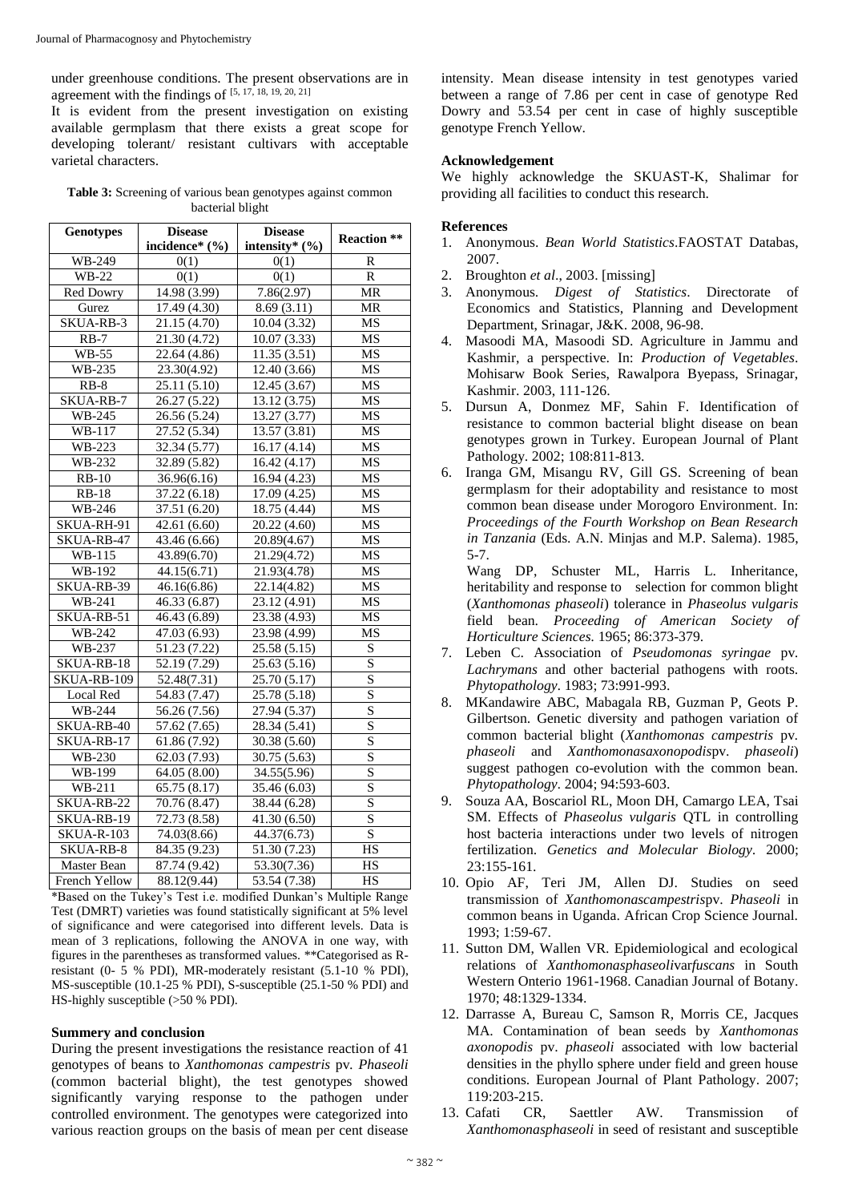under greenhouse conditions. The present observations are in agreement with the findings of [5, 17, 18, 19, 20, 21]

It is evident from the present investigation on existing available germplasm that there exists a great scope for developing tolerant/ resistant cultivars with acceptable varietal characters.

**Table 3:** Screening of various bean genotypes against common bacterial blight

| Genotypes | Disease incidence* (%) | Disease intensity* (%) | Reaction ** |
|---|---|---|---|
| WB-249 | 0(1) | 0(1) | R |
| WB-22 | 0(1) | 0(1) | R |
| Red Dowry | 14.98 (3.99) | 7.86(2.97) | MR |
| Gurez | 17.49 (4.30) | 8.69 (3.11) | MR |
| SKUA-RB-3 | 21.15 (4.70) | 10.04 (3.32) | MS |
| RB-7 | 21.30 (4.72) | 10.07 (3.33) | MS |
| WB-55 | 22.64 (4.86) | 11.35 (3.51) | MS |
| WB-235 | 23.30(4.92) | 12.40 (3.66) | MS |
| RB-8 | 25.11 (5.10) | 12.45 (3.67) | MS |
| SKUA-RB-7 | 26.27 (5.22) | 13.12 (3.75) | MS |
| WB-245 | 26.56 (5.24) | 13.27 (3.77) | MS |
| WB-117 | 27.52 (5.34) | 13.57 (3.81) | MS |
| WB-223 | 32.34 (5.77) | 16.17 (4.14) | MS |
| WB-232 | 32.89 (5.82) | 16.42 (4.17) | MS |
| RB-10 | 36.96(6.16) | 16.94 (4.23) | MS |
| RB-18 | 37.22 (6.18) | 17.09 (4.25) | MS |
| WB-246 | 37.51 (6.20) | 18.75 (4.44) | MS |
| SKUA-RH-91 | 42.61 (6.60) | 20.22 (4.60) | MS |
| SKUA-RB-47 | 43.46 (6.66) | 20.89(4.67) | MS |
| WB-115 | 43.89(6.70) | 21.29(4.72) | MS |
| WB-192 | 44.15(6.71) | 21.93(4.78) | MS |
| SKUA-RB-39 | 46.16(6.86) | 22.14(4.82) | MS |
| WB-241 | 46.33 (6.87) | 23.12 (4.91) | MS |
| SKUA-RB-51 | 46.43 (6.89) | 23.38 (4.93) | MS |
| WB-242 | 47.03 (6.93) | 23.98 (4.99) | MS |
| WB-237 | 51.23 (7.22) | 25.58 (5.15) | S |
| SKUA-RB-18 | 52.19 (7.29) | 25.63 (5.16) | S |
| SKUA-RB-109 | 52.48(7.31) | 25.70 (5.17) | S |
| Local Red | 54.83 (7.47) | 25.78 (5.18) | S |
| WB-244 | 56.26 (7.56) | 27.94 (5.37) | S |
| SKUA-RB-40 | 57.62 (7.65) | 28.34 (5.41) | S |
| SKUA-RB-17 | 61.86 (7.92) | 30.38 (5.60) | S |
| WB-230 | 62.03 (7.93) | 30.75 (5.63) | S |
| WB-199 | 64.05 (8.00) | 34.55(5.96) | S |
| WB-211 | 65.75 (8.17) | 35.46 (6.03) | S |
| SKUA-RB-22 | 70.76 (8.47) | 38.44 (6.28) | S |
| SKUA-RB-19 | 72.73 (8.58) | 41.30 (6.50) | S |
| SKUA-R-103 | 74.03(8.66) | 44.37(6.73) | S |
| SKUA-RB-8 | 84.35 (9.23) | 51.30 (7.23) | HS |
| Master Bean | 87.74 (9.42) | 53.30(7.36) | HS |
| French Yellow | 88.12(9.44) | 53.54 (7.38) | HS |

*Based on the Tukey's Test i.e. modified Dunkan's Multiple Range Test (DMRT) varieties was found statistically significant at 5% level of significance and were categorised into different levels. Data is mean of 3 replications, following the ANOVA in one way, with figures in the parentheses as transformed values. **Categorised as R-resistant (0- 5 % PDI), MR-moderately resistant (5.1-10 % PDI), MS-susceptible (10.1-25 % PDI), S-susceptible (25.1-50 % PDI) and HS-highly susceptible (>50 % PDI).

## Summery and conclusion

During the present investigations the resistance reaction of 41 genotypes of beans to *Xanthomonas campestris* pv. *Phaseoli* (common bacterial blight), the test genotypes showed significantly varying response to the pathogen under controlled environment. The genotypes were categorized into various reaction groups on the basis of mean per cent disease intensity. Mean disease intensity in test genotypes varied between a range of 7.86 per cent in case of genotype Red Dowry and 53.54 per cent in case of highly susceptible genotype French Yellow.

## Acknowledgement

We highly acknowledge the SKUAST-K, Shalimar for providing all facilities to conduct this research.

## References

1. Anonymous. *Bean World Statistics*.FAOSTAT Databas, 2007.
2. Broughton *et al*., 2003. [missing]
3. Anonymous. *Digest of Statistics*. Directorate of Economics and Statistics, Planning and Development Department, Srinagar, J&K. 2008, 96-98.
4. Masoodi MA, Masoodi SD. Agriculture in Jammu and Kashmir, a perspective. In: *Production of Vegetables*. Mohisarw Book Series, Rawalpora Byepass, Srinagar, Kashmir. 2003, 111-126.
5. Dursun A, Donmez MF, Sahin F. Identification of resistance to common bacterial blight disease on bean genotypes grown in Turkey. European Journal of Plant Pathology. 2002; 108:811-813.
6. Iranga GM, Misangu RV, Gill GS. Screening of bean germplasm for their adoptability and resistance to most common bean disease under Morogoro Environment. In: *Proceedings of the Fourth Workshop on Bean Research in Tanzania* (Eds. A.N. Minjas and M.P. Salema). 1985, 5-7.

   Wang DP, Schuster ML, Harris L. Inheritance, heritability and response to selection for common blight (*Xanthomonas phaseoli*) tolerance in *Phaseolus vulgaris* field bean. *Proceeding of American Society of Horticulture Sciences.* 1965; 86:373-379.
7. Leben C. Association of *Pseudomonas syringae* pv. *Lachrymans* and other bacterial pathogens with roots. *Phytopathology*. 1983; 73:991-993.
8. MKandawire ABC, Mabagala RB, Guzman P, Geots P. Gilbertson. Genetic diversity and pathogen variation of common bacterial blight (*Xanthomonas campestris* pv. *phaseoli* and *Xanthomonasaxonopodis*pv. *phaseoli*) suggest pathogen co-evolution with the common bean. *Phytopathology*. 2004; 94:593-603.
9. Souza AA, Boscariol RL, Moon DH, Camargo LEA, Tsai SM. Effects of *Phaseolus vulgaris* QTL in controlling host bacteria interactions under two levels of nitrogen fertilization. *Genetics and Molecular Biology*. 2000; 23:155-161.
10. Opio AF, Teri JM, Allen DJ. Studies on seed transmission of *Xanthomonascampestris*pv. *Phaseoli* in common beans in Uganda. African Crop Science Journal. 1993; 1:59-67.
11. Sutton DM, Wallen VR. Epidemiological and ecological relations of *Xanthomonasphaseoli*var*fuscans* in South Western Onterio 1961-1968. Canadian Journal of Botany. 1970; 48:1329-1334.
12. Darrasse A, Bureau C, Samson R, Morris CE, Jacques MA. Contamination of bean seeds by *Xanthomonas axonopodis* pv. *phaseoli* associated with low bacterial densities in the phyllo sphere under field and green house conditions. European Journal of Plant Pathology. 2007; 119:203-215.
13. Cafati CR, Saettler AW. Transmission of *Xanthomonasphaseoli* in seed of resistant and susceptible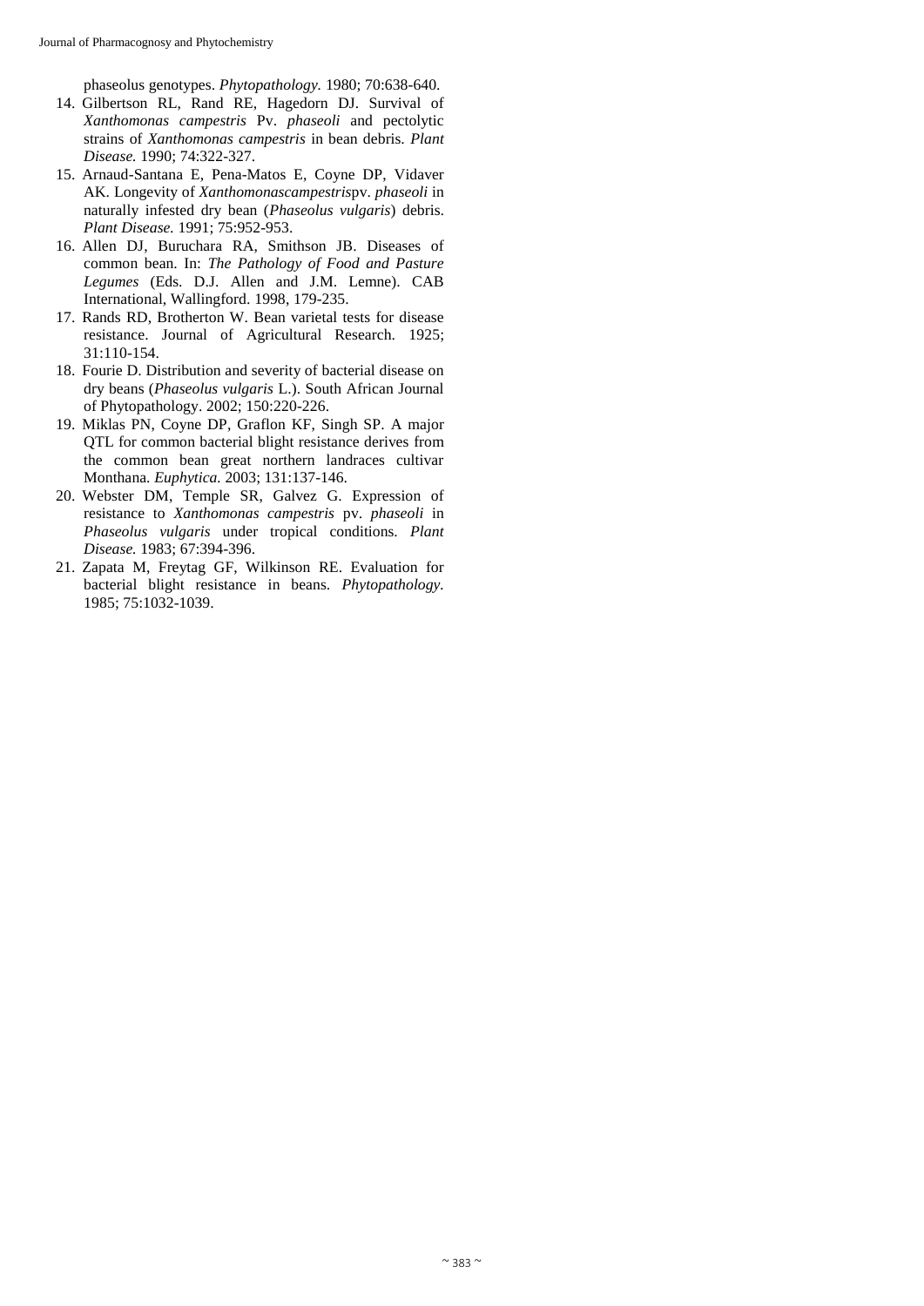phaseolus genotypes. *Phytopathology.* 1980; 70:638-640.

14. Gilbertson RL, Rand RE, Hagedorn DJ. Survival of *Xanthomonas campestris* Pv. *phaseoli* and pectolytic strains of *Xanthomonas campestris* in bean debris. *Plant Disease.* 1990; 74:322-327.
15. Arnaud-Santana E, Pena-Matos E, Coyne DP, Vidaver AK. Longevity of *Xanthomonascampestris*pv. *phaseoli* in naturally infested dry bean (*Phaseolus vulgaris*) debris. *Plant Disease.* 1991; 75:952-953.
16. Allen DJ, Buruchara RA, Smithson JB. Diseases of common bean. In: *The Pathology of Food and Pasture Legumes* (Eds. D.J. Allen and J.M. Lemne). CAB International, Wallingford. 1998, 179-235.
17. Rands RD, Brotherton W. Bean varietal tests for disease resistance. Journal of Agricultural Research. 1925; 31:110-154.
18. Fourie D. Distribution and severity of bacterial disease on dry beans (*Phaseolus vulgaris* L.). South African Journal of Phytopathology. 2002; 150:220-226.
19. Miklas PN, Coyne DP, Graflon KF, Singh SP. A major QTL for common bacterial blight resistance derives from the common bean great northern landraces cultivar Monthana. *Euphytica.* 2003; 131:137-146.
20. Webster DM, Temple SR, Galvez G. Expression of resistance to *Xanthomonas campestris* pv. *phaseoli* in *Phaseolus vulgaris* under tropical conditions. *Plant Disease.* 1983; 67:394-396.
21. Zapata M, Freytag GF, Wilkinson RE. Evaluation for bacterial blight resistance in beans. *Phytopathology.* 1985; 75:1032-1039.